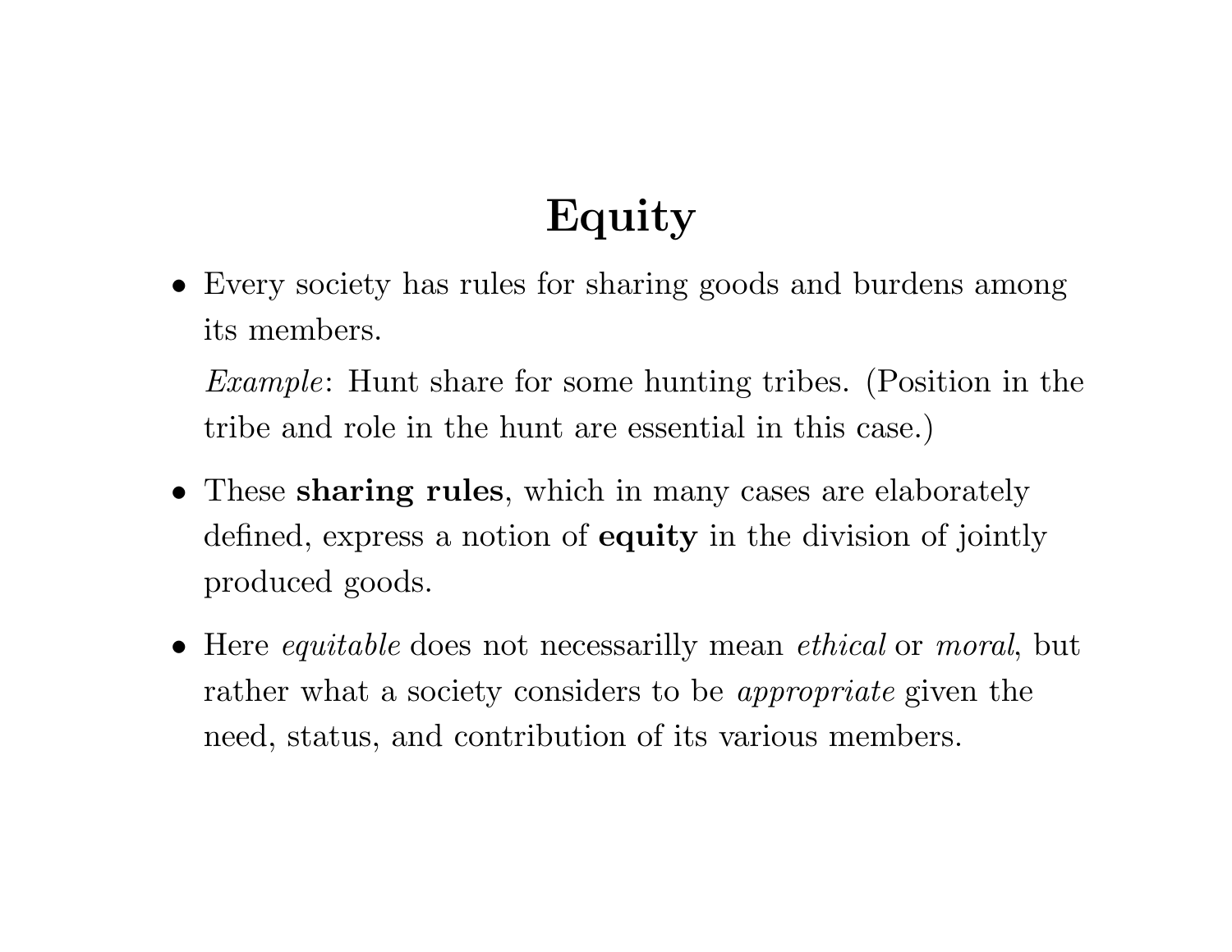# Equity

- Every society has rules for sharing goods and burdens among its members.

  *Example*: Hunt share for some hunting tribes. (Position in the tribe and role in the hunt are essential in this case.)

- These **sharing rules**, which in many cases are elaborately defined, express a notion of **equity** in the division of jointly produced goods.

- Here *equitable* does not necessarilly mean *ethical* or *moral*, but rather what a society considers to be *appropriate* given the need, status, and contribution of its various members.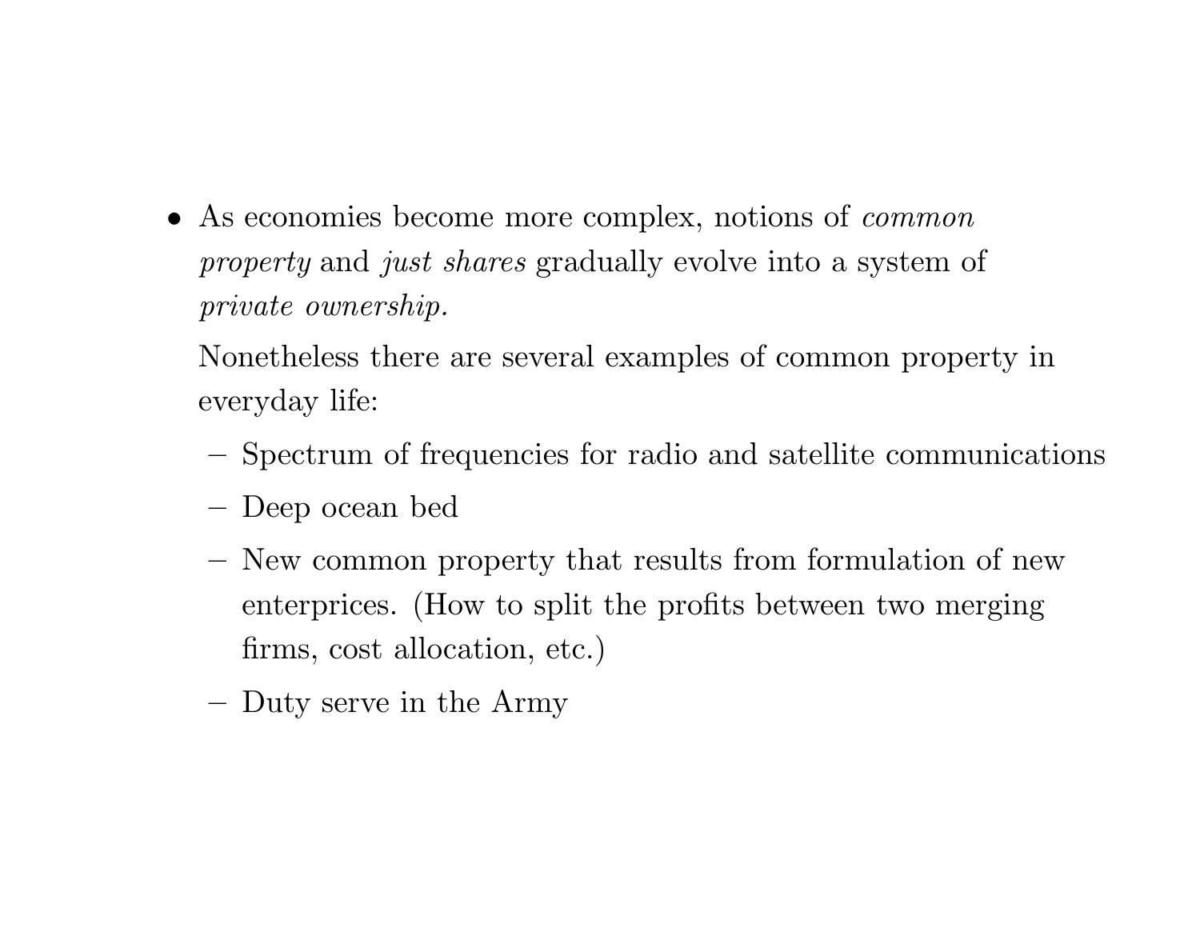- As economies become more complex, notions of *common property* and *just shares* gradually evolve into a system of *private ownership.*

  Nonetheless there are several examples of common property in everyday life:

  - Spectrum of frequencies for radio and satellite communications
  - Deep ocean bed
  - New common property that results from formulation of new enterprices. (How to split the profits between two merging firms, cost allocation, etc.)
  - Duty serve in the Army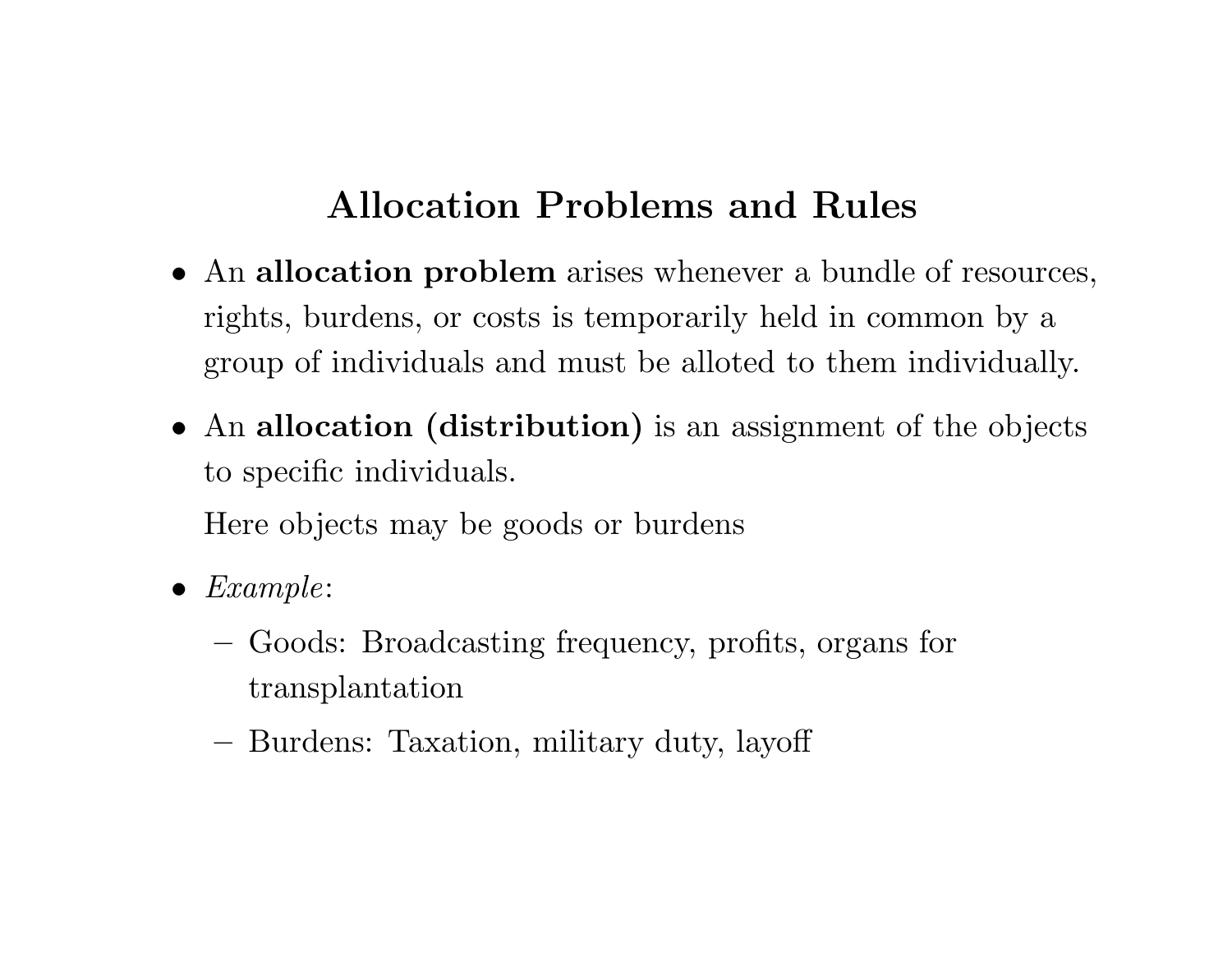# Allocation Problems and Rules

- An **allocation problem** arises whenever a bundle of resources, rights, burdens, or costs is temporarily held in common by a group of individuals and must be alloted to them individually.
- An **allocation (distribution)** is an assignment of the objects to specific individuals.

  Here objects may be goods or burdens
- *Example*:
  - Goods: Broadcasting frequency, profits, organs for transplantation
  - Burdens: Taxation, military duty, layoff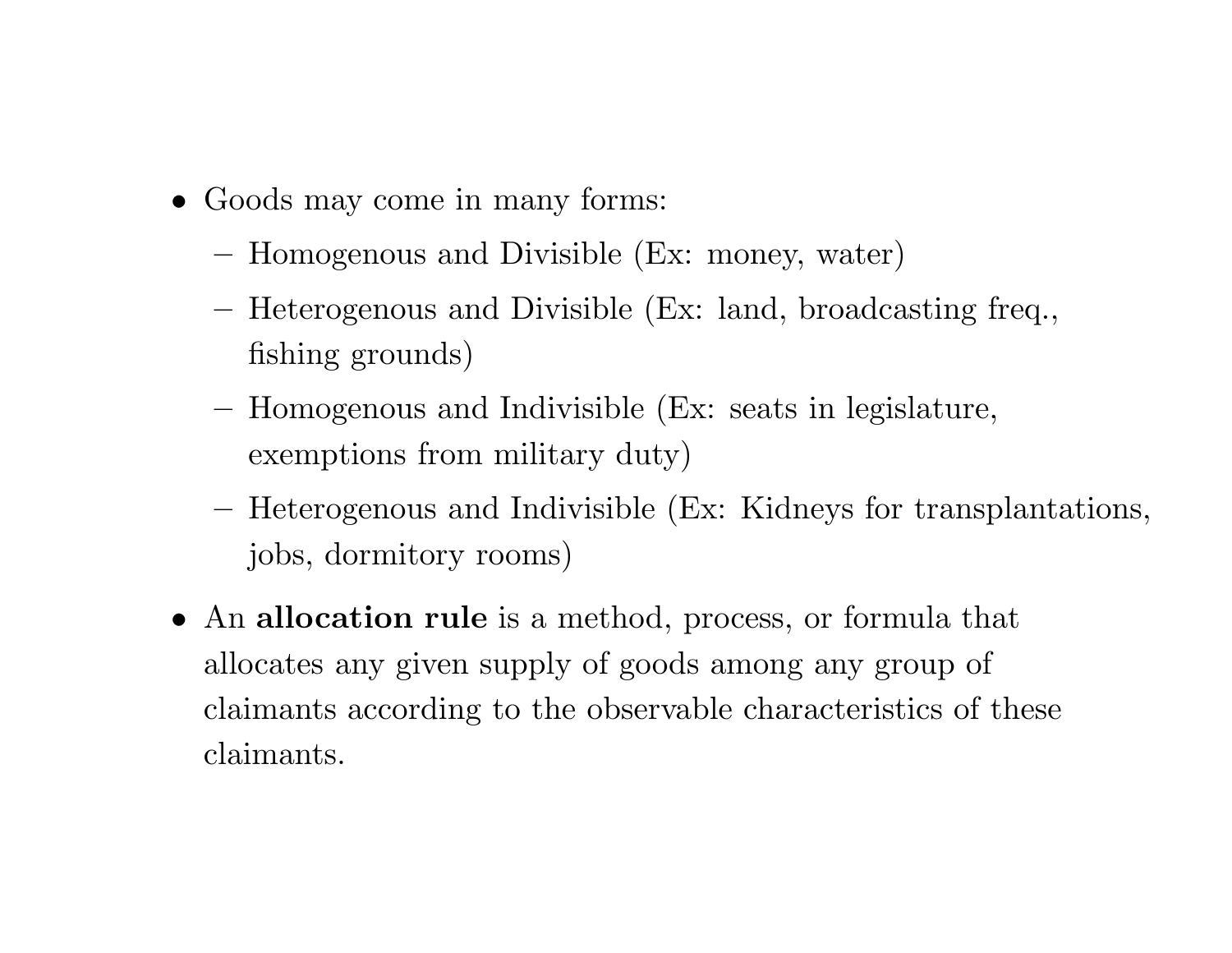- Goods may come in many forms:
  - Homogenous and Divisible (Ex: money, water)
  - Heterogenous and Divisible (Ex: land, broadcasting freq., fishing grounds)
  - Homogenous and Indivisible (Ex: seats in legislature, exemptions from military duty)
  - Heterogenous and Indivisible (Ex: Kidneys for transplantations, jobs, dormitory rooms)
- An **allocation rule** is a method, process, or formula that allocates any given supply of goods among any group of claimants according to the observable characteristics of these claimants.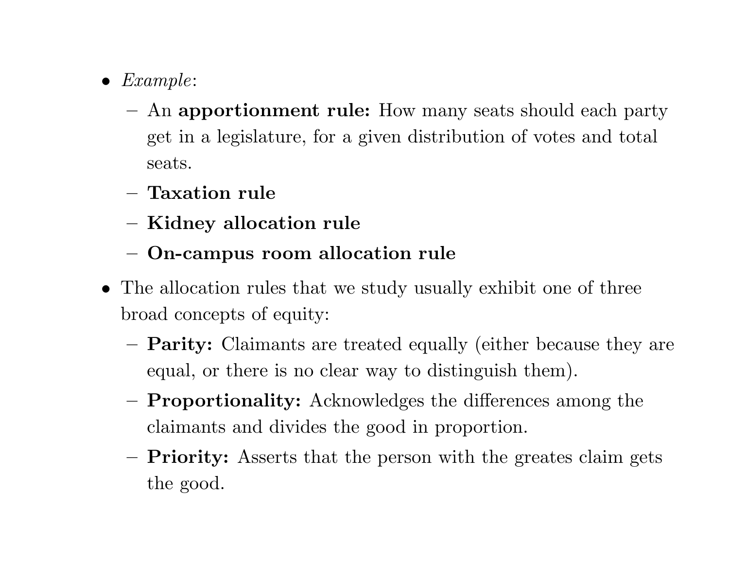- *Example*:
  - An **apportionment rule:** How many seats should each party get in a legislature, for a given distribution of votes and total seats.
  - **Taxation rule**
  - **Kidney allocation rule**
  - **On-campus room allocation rule**
- The allocation rules that we study usually exhibit one of three broad concepts of equity:
  - **Parity:** Claimants are treated equally (either because they are equal, or there is no clear way to distinguish them).
  - **Proportionality:** Acknowledges the differences among the claimants and divides the good in proportion.
  - **Priority:** Asserts that the person with the greates claim gets the good.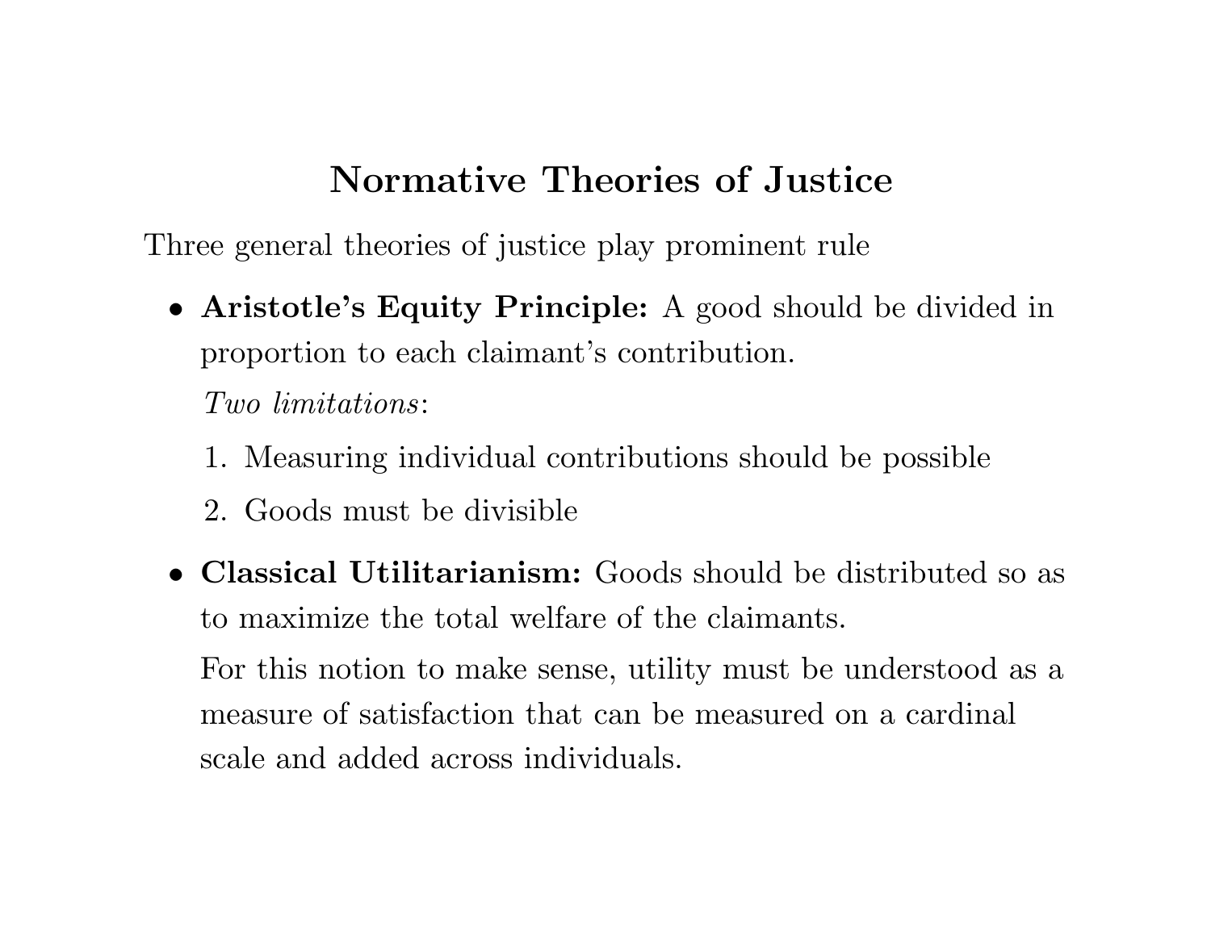# Normative Theories of Justice

Three general theories of justice play prominent rule

- **Aristotle's Equity Principle:** A good should be divided in proportion to each claimant's contribution.

  *Two limitations*:

  1. Measuring individual contributions should be possible
  2. Goods must be divisible

- **Classical Utilitarianism:** Goods should be distributed so as to maximize the total welfare of the claimants.

  For this notion to make sense, utility must be understood as a measure of satisfaction that can be measured on a cardinal scale and added across individuals.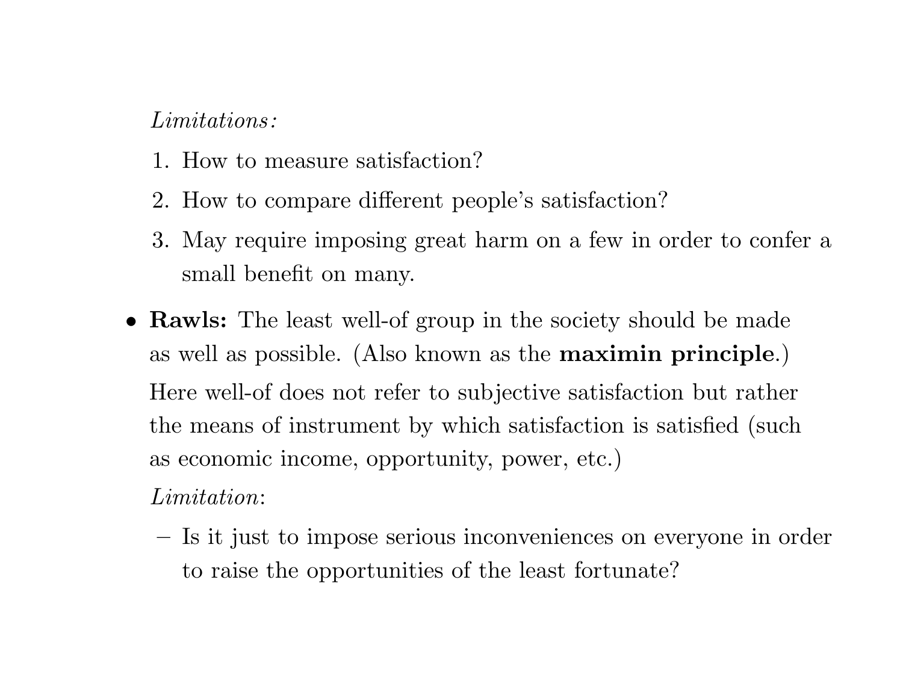*Limitations:*

1. How to measure satisfaction?
2. How to compare different people's satisfaction?
3. May require imposing great harm on a few in order to confer a small benefit on many.

- **Rawls:** The least well-of group in the society should be made as well as possible. (Also known as the **maximin principle**.)

  Here well-of does not refer to subjective satisfaction but rather the means of instrument by which satisfaction is satisfied (such as economic income, opportunity, power, etc.)

  *Limitation*:

  – Is it just to impose serious inconveniences on everyone in order to raise the opportunities of the least fortunate?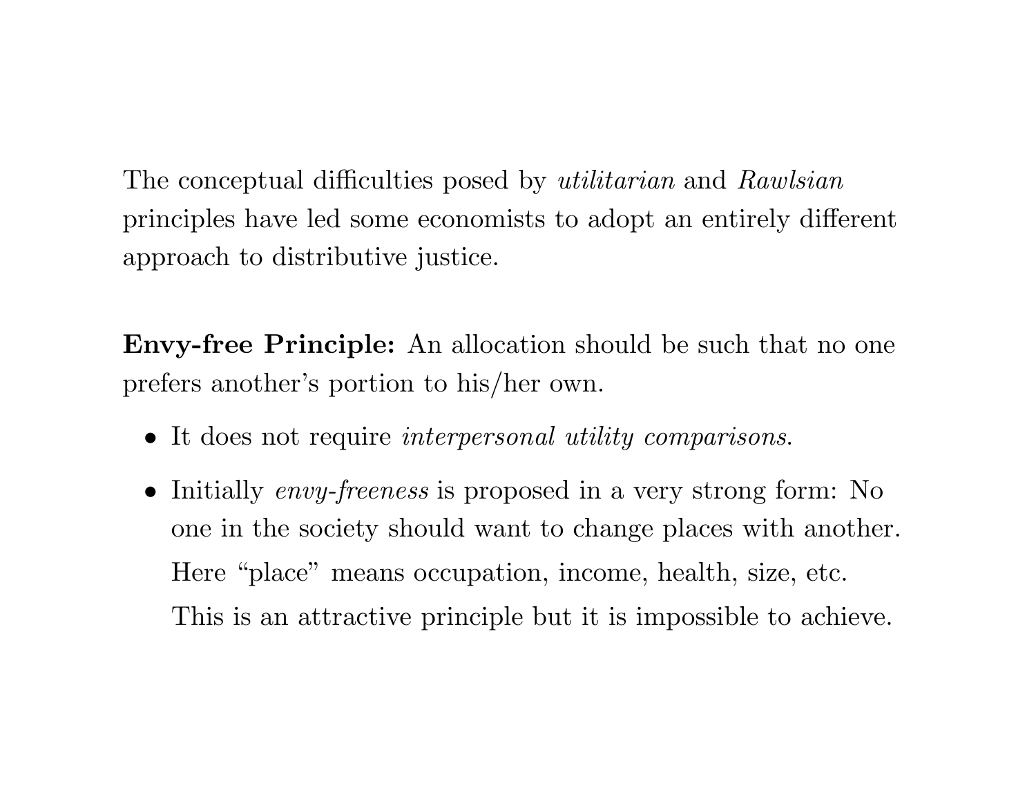The conceptual difficulties posed by *utilitarian* and *Rawlsian* principles have led some economists to adopt an entirely different approach to distributive justice.

**Envy-free Principle:** An allocation should be such that no one prefers another's portion to his/her own.

- It does not require *interpersonal utility comparisons.*
- Initially *envy-freeness* is proposed in a very strong form: No one in the society should want to change places with another. Here "place" means occupation, income, health, size, etc. This is an attractive principle but it is impossible to achieve.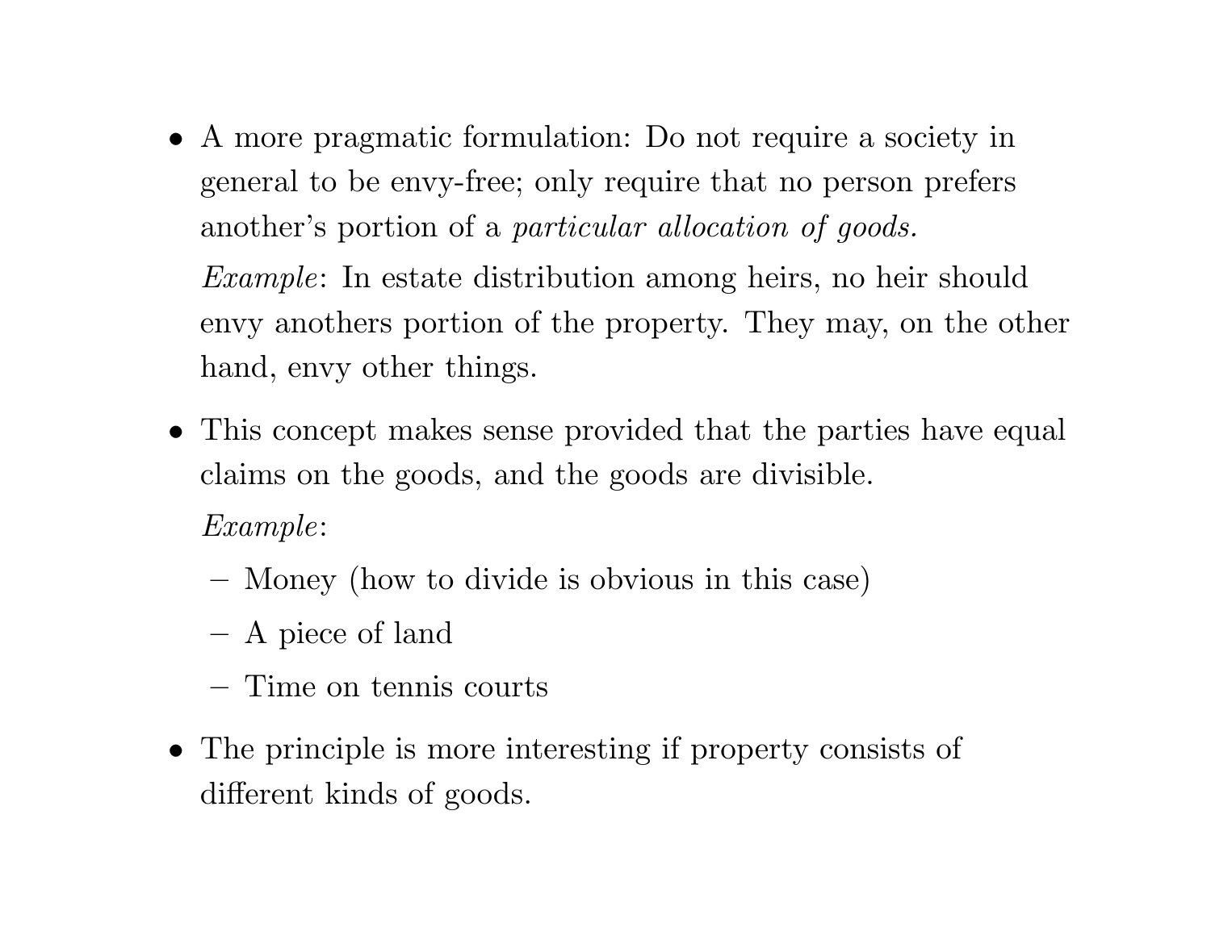- A more pragmatic formulation: Do not require a society in general to be envy-free; only require that no person prefers another's portion of a *particular allocation of goods.*

  *Example*: In estate distribution among heirs, no heir should envy anothers portion of the property. They may, on the other hand, envy other things.

- This concept makes sense provided that the parties have equal claims on the goods, and the goods are divisible.

  *Example*:

  – Money (how to divide is obvious in this case)

  – A piece of land

  – Time on tennis courts

- The principle is more interesting if property consists of different kinds of goods.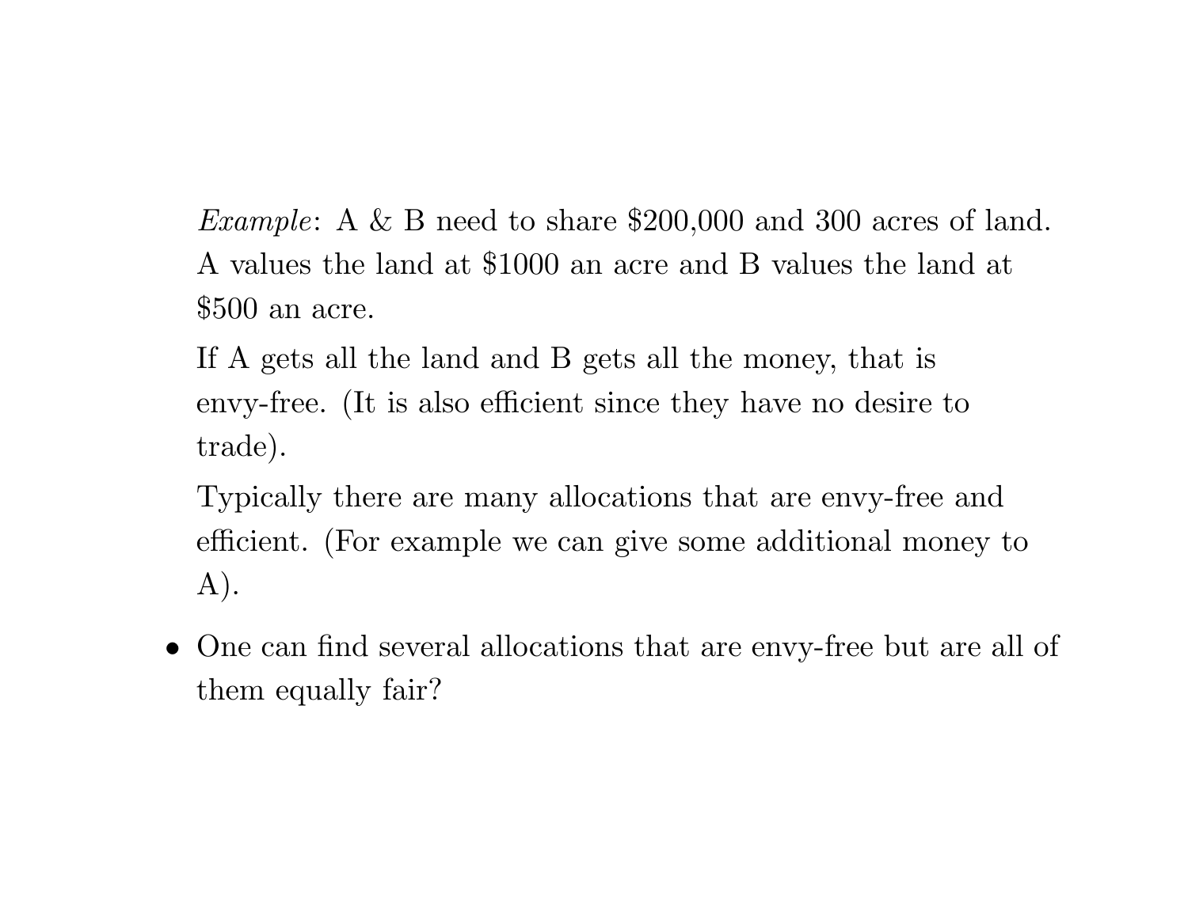*Example*: A & B need to share $200,000 and 300 acres of land. A values the land at $1000 an acre and B values the land at $500 an acre.

If A gets all the land and B gets all the money, that is envy-free. (It is also efficient since they have no desire to trade).

Typically there are many allocations that are envy-free and efficient. (For example we can give some additional money to A).

- One can find several allocations that are envy-free but are all of them equally fair?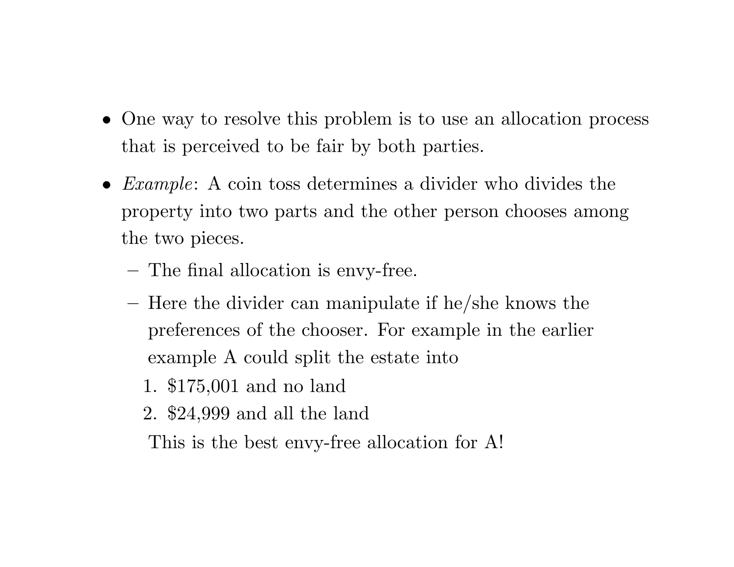- One way to resolve this problem is to use an allocation process that is perceived to be fair by both parties.
- *Example*: A coin toss determines a divider who divides the property into two parts and the other person chooses among the two pieces.
  - The final allocation is envy-free.
  - Here the divider can manipulate if he/she knows the preferences of the chooser. For example in the earlier example A could split the estate into
    1. $175,001 and no land
    2. $24,999 and all the land

    This is the best envy-free allocation for A!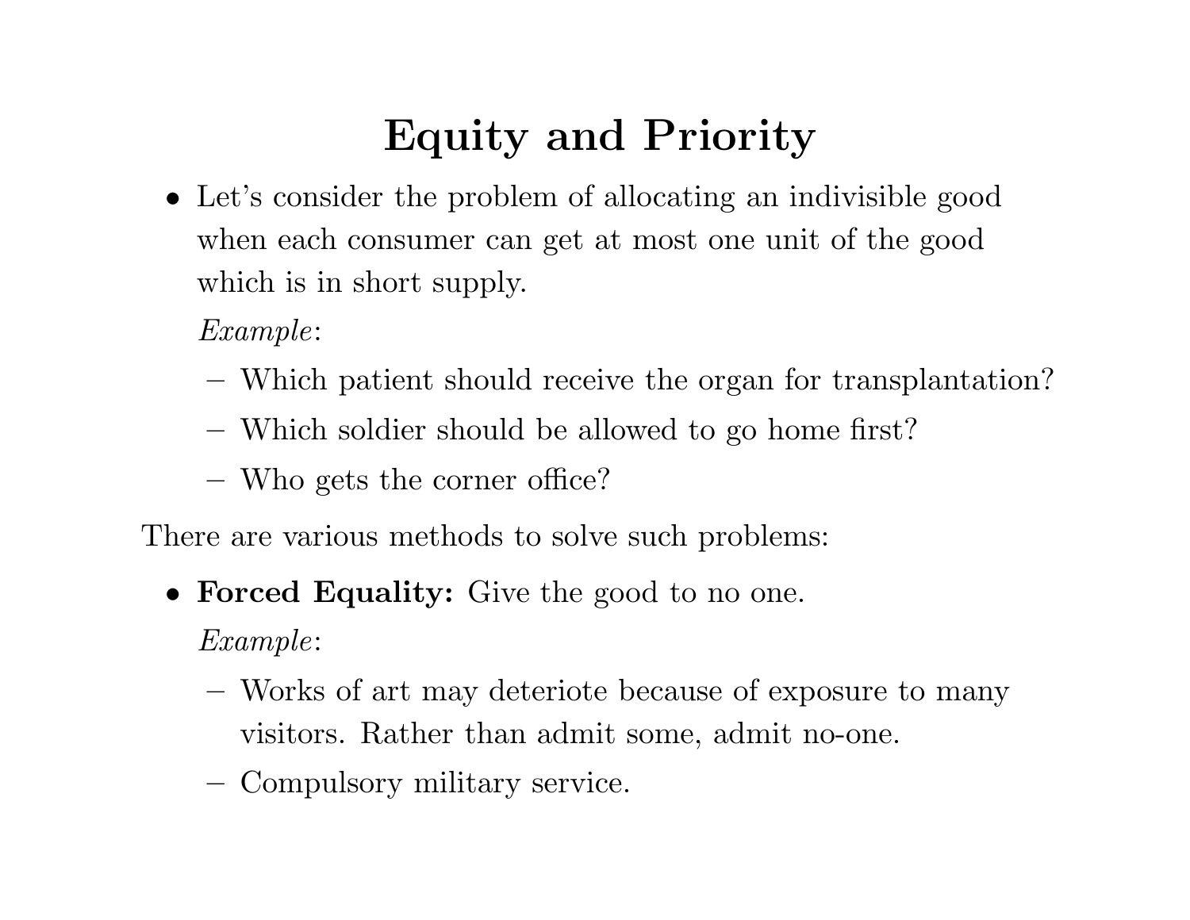# Equity and Priority

- Let's consider the problem of allocating an indivisible good when each consumer can get at most one unit of the good which is in short supply.

  *Example*:

  - Which patient should receive the organ for transplantation?
  - Which soldier should be allowed to go home first?
  - Who gets the corner office?

There are various methods to solve such problems:

- **Forced Equality:** Give the good to no one.

  *Example*:

  - Works of art may deteriote because of exposure to many visitors. Rather than admit some, admit no-one.
  - Compulsory military service.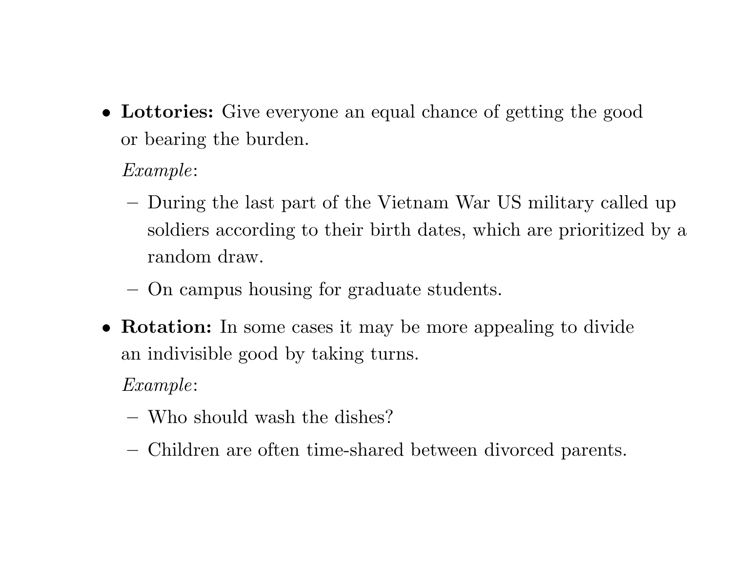- **Lotteries:** Give everyone an equal chance of getting the good or bearing the burden.

  *Example*:

  - During the last part of the Vietnam War US military called up soldiers according to their birth dates, which are prioritized by a random draw.
  - On campus housing for graduate students.

- **Rotation:** In some cases it may be more appealing to divide an indivisible good by taking turns.

  *Example*:

  - Who should wash the dishes?
  - Children are often time-shared between divorced parents.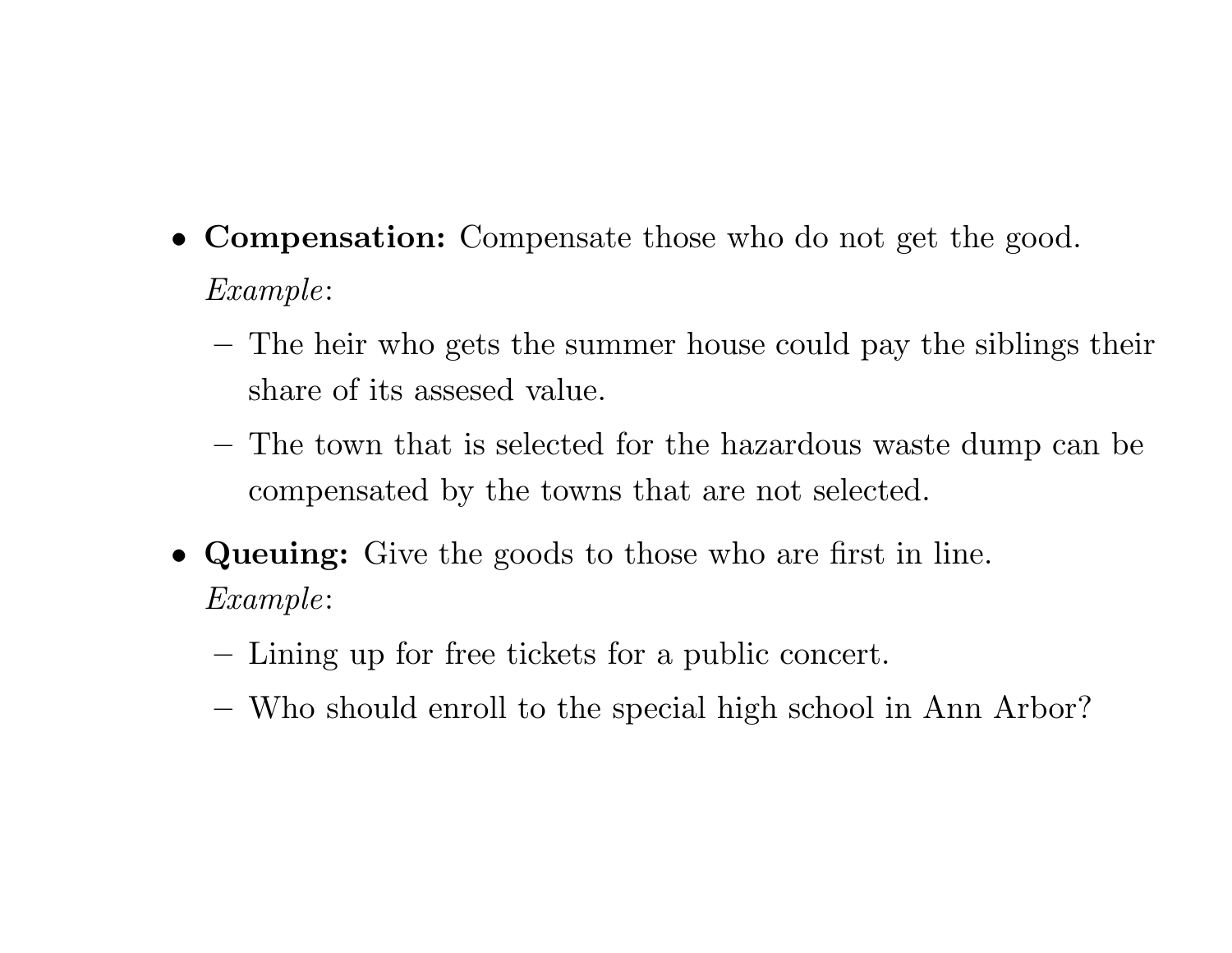- **Compensation:** Compensate those who do not get the good.

  *Example*:

  - The heir who gets the summer house could pay the siblings their share of its assesed value.
  - The town that is selected for the hazardous waste dump can be compensated by the towns that are not selected.

- **Queuing:** Give the goods to those who are first in line.

  *Example*:

  - Lining up for free tickets for a public concert.
  - Who should enroll to the special high school in Ann Arbor?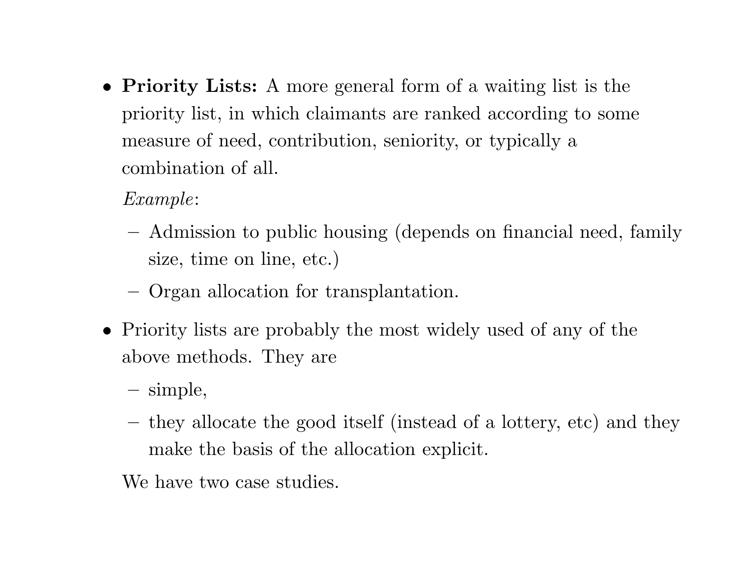- **Priority Lists:** A more general form of a waiting list is the priority list, in which claimants are ranked according to some measure of need, contribution, seniority, or typically a combination of all.

  *Example*:

  - Admission to public housing (depends on financial need, family size, time on line, etc.)
  - Organ allocation for transplantation.

- Priority lists are probably the most widely used of any of the above methods. They are

  - simple,
  - they allocate the good itself (instead of a lottery, etc) and they make the basis of the allocation explicit.

  We have two case studies.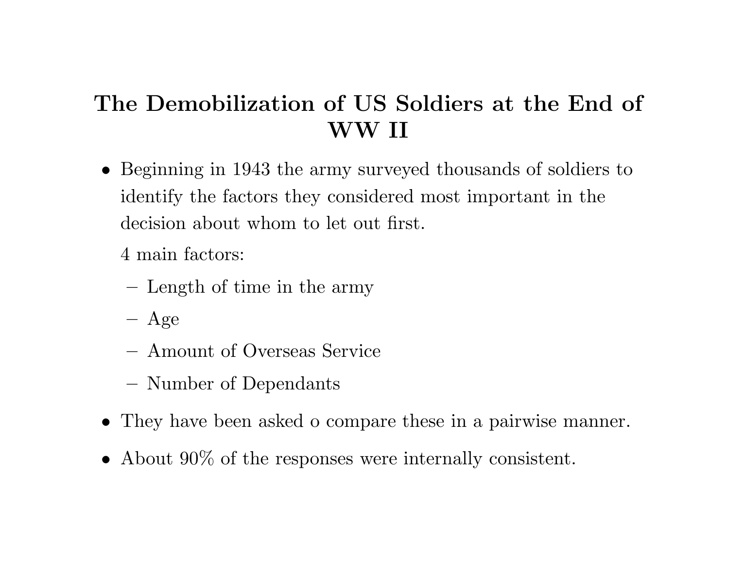# The Demobilization of US Soldiers at the End of WW II

- Beginning in 1943 the army surveyed thousands of soldiers to identify the factors they considered most important in the decision about whom to let out first.

  4 main factors:

  - Length of time in the army
  - Age
  - Amount of Overseas Service
  - Number of Dependants

- They have been asked o compare these in a pairwise manner.
- About 90% of the responses were internally consistent.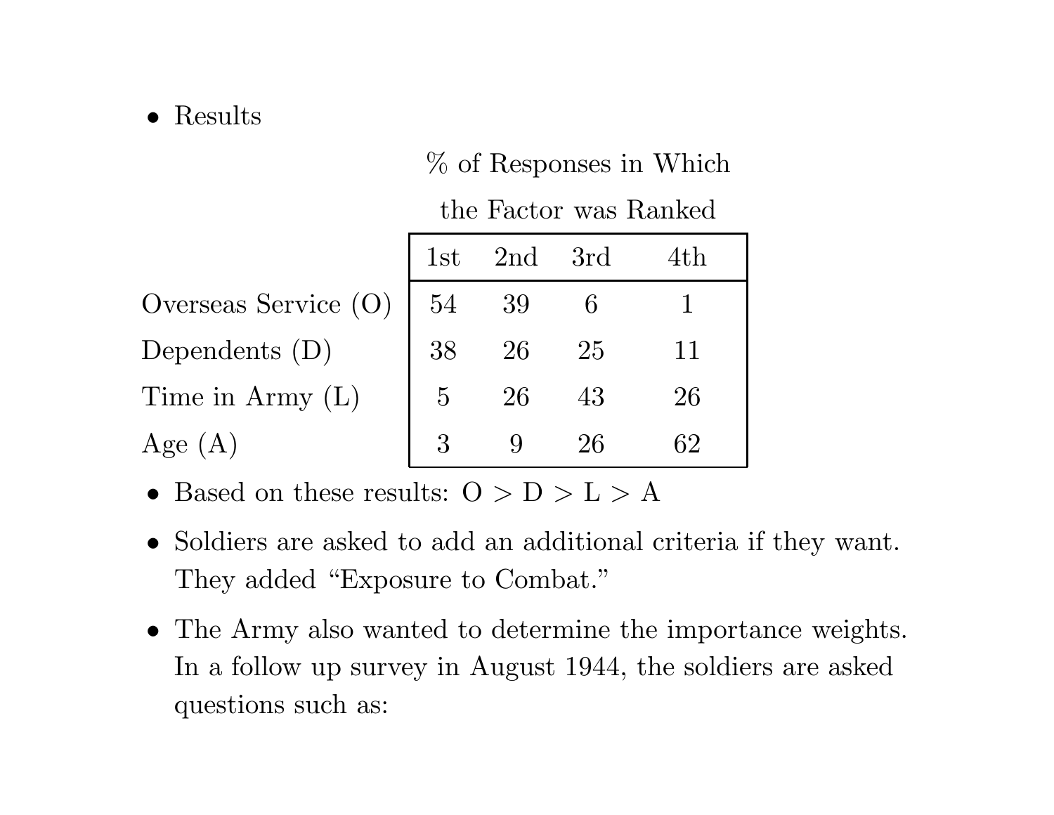- Results

| | % of Responses in Which the Factor was Ranked | | | |
|---|---|---|---|---|
| | 1st | 2nd | 3rd | 4th |
| Overseas Service (O) | 54 | 39 | 6 | 1 |
| Dependents (D) | 38 | 26 | 25 | 11 |
| Time in Army (L) | 5 | 26 | 43 | 26 |
| Age (A) | 3 | 9 | 26 | 62 |

- Based on these results: O > D > L > A
- Soldiers are asked to add an additional criteria if they want. They added "Exposure to Combat."
- The Army also wanted to determine the importance weights. In a follow up survey in August 1944, the soldiers are asked questions such as: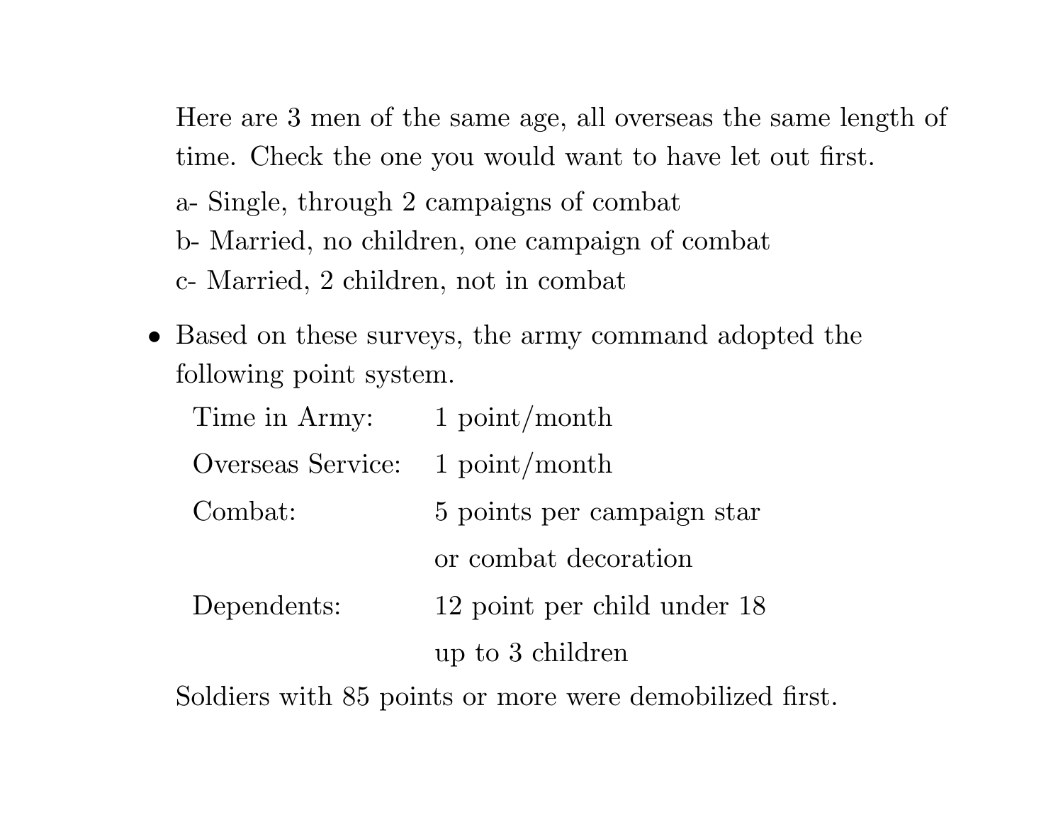Here are 3 men of the same age, all overseas the same length of time. Check the one you would want to have let out first.

a- Single, through 2 campaigns of combat

b- Married, no children, one campaign of combat

c- Married, 2 children, not in combat

- Based on these surveys, the army command adopted the following point system.

| | |
|---|---|
| Time in Army: | 1 point/month |
| Overseas Service: | 1 point/month |
| Combat: | 5 points per campaign star or combat decoration |
| Dependents: | 12 point per child under 18 up to 3 children |

Soldiers with 85 points or more were demobilized first.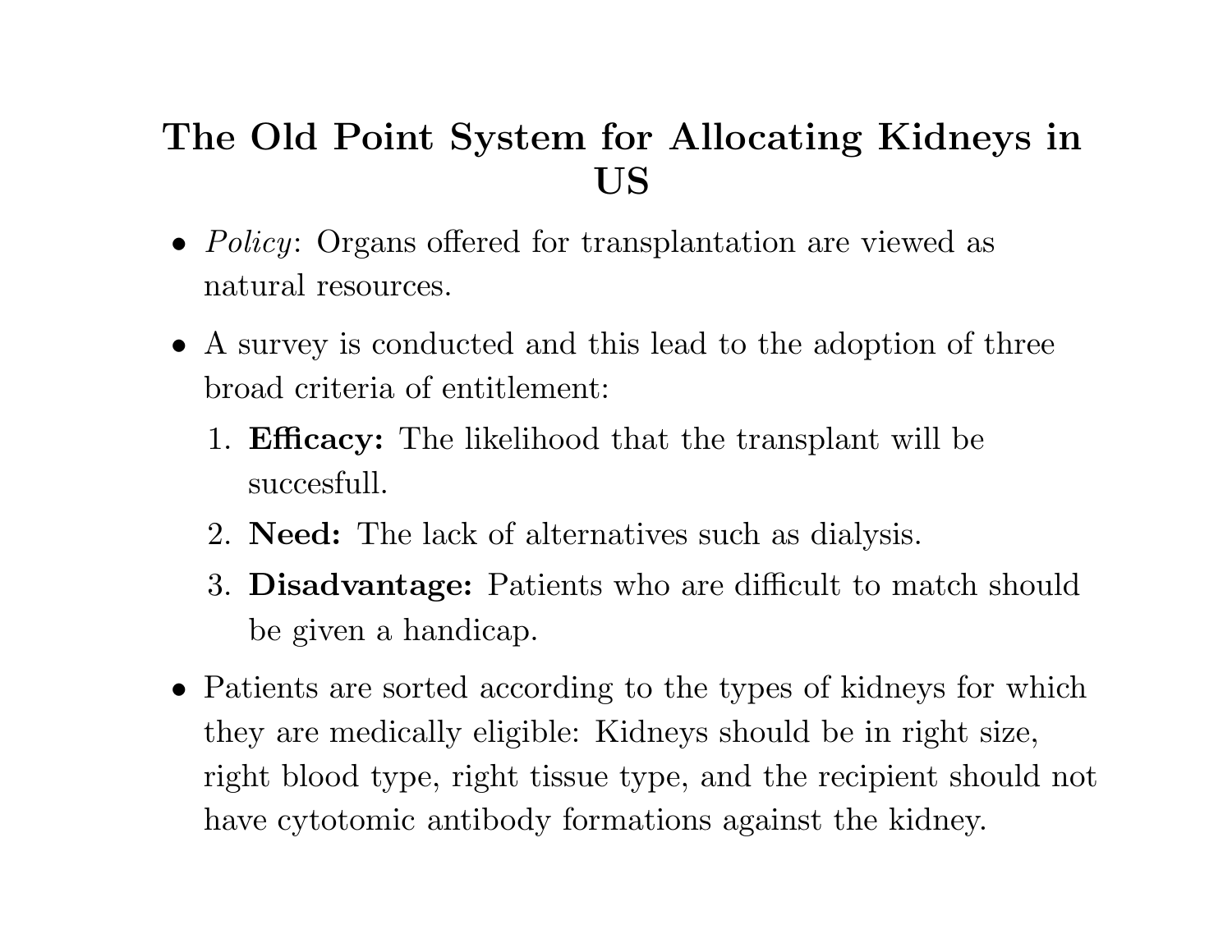# The Old Point System for Allocating Kidneys in US

- *Policy*: Organs offered for transplantation are viewed as natural resources.
- A survey is conducted and this lead to the adoption of three broad criteria of entitlement:
  1. **Efficacy:** The likelihood that the transplant will be succesfull.
  2. **Need:** The lack of alternatives such as dialysis.
  3. **Disadvantage:** Patients who are difficult to match should be given a handicap.
- Patients are sorted according to the types of kidneys for which they are medically eligible: Kidneys should be in right size, right blood type, right tissue type, and the recipient should not have cytotomic antibody formations against the kidney.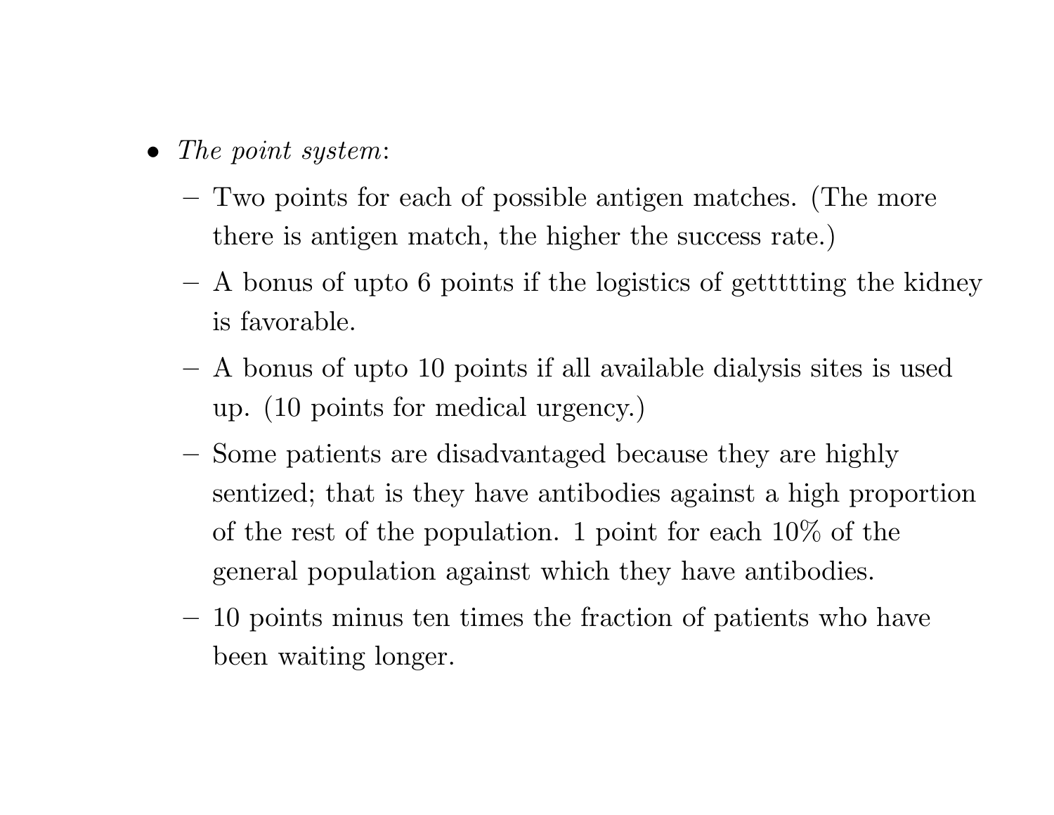- *The point system*:
  - Two points for each of possible antigen matches. (The more there is antigen match, the higher the success rate.)
  - A bonus of upto 6 points if the logistics of getttting the kidney is favorable.
  - A bonus of upto 10 points if all available dialysis sites is used up. (10 points for medical urgency.)
  - Some patients are disadvantaged because they are highly sentized; that is they have antibodies against a high proportion of the rest of the population. 1 point for each 10% of the general population against which they have antibodies.
  - 10 points minus ten times the fraction of patients who have been waiting longer.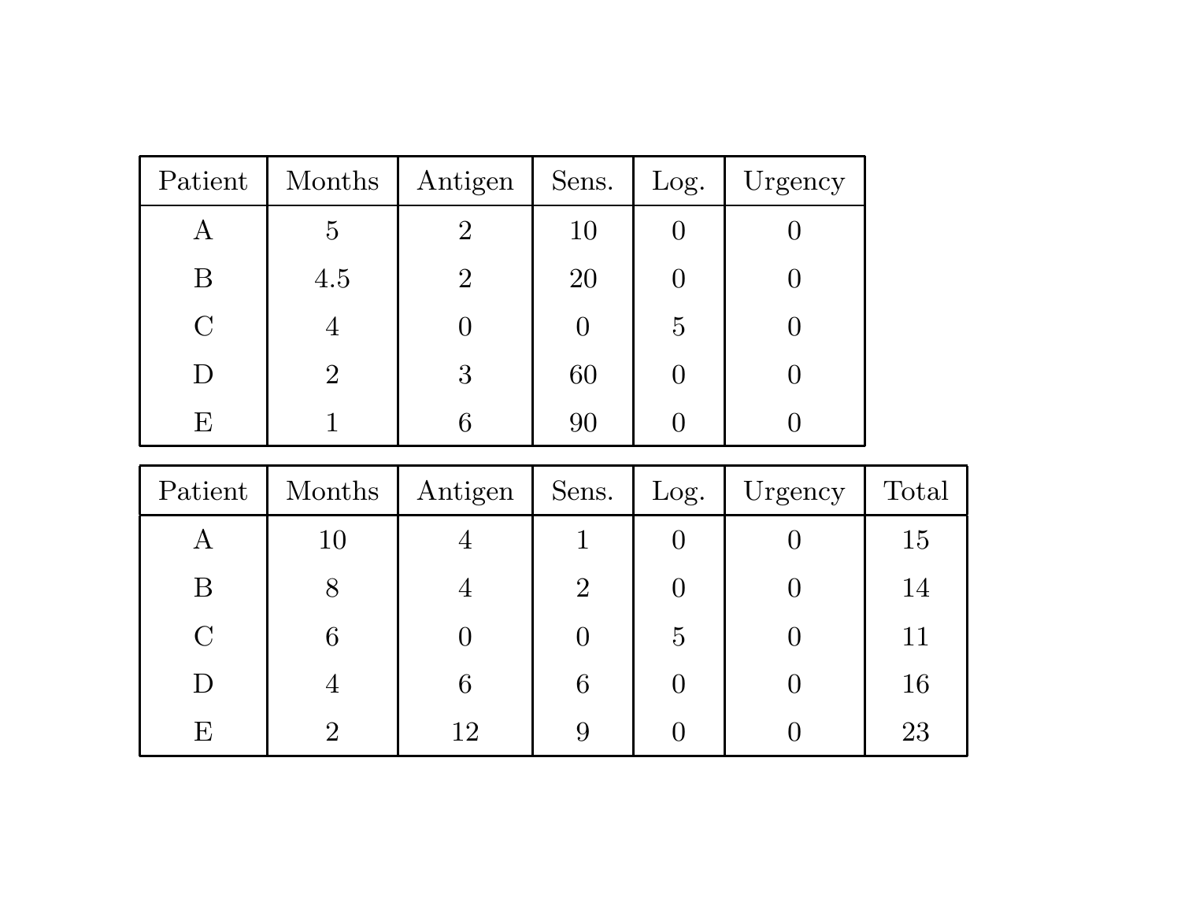| Patient | Months | Antigen | Sens. | Log. | Urgency |
|---|---|---|---|---|---|
| A | 5 | 2 | 10 | 0 | 0 |
| B | 4.5 | 2 | 20 | 0 | 0 |
| C | 4 | 0 | 0 | 5 | 0 |
| D | 2 | 3 | 60 | 0 | 0 |
| E | 1 | 6 | 90 | 0 | 0 |

| Patient | Months | Antigen | Sens. | Log. | Urgency | Total |
|---|---|---|---|---|---|---|
| A | 10 | 4 | 1 | 0 | 0 | 15 |
| B | 8 | 4 | 2 | 0 | 0 | 14 |
| C | 6 | 0 | 0 | 5 | 0 | 11 |
| D | 4 | 6 | 6 | 0 | 0 | 16 |
| E | 2 | 12 | 9 | 0 | 0 | 23 |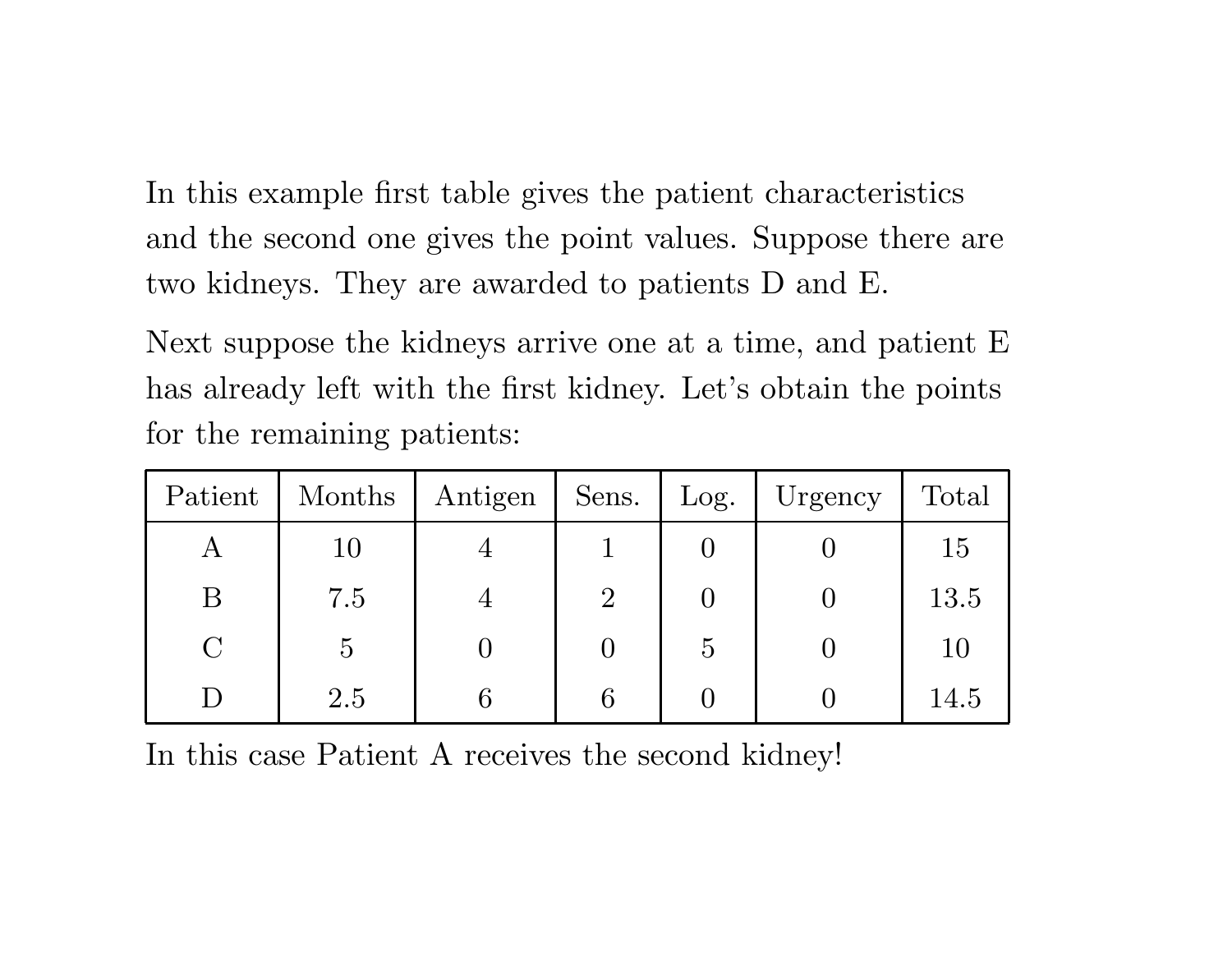In this example first table gives the patient characteristics and the second one gives the point values. Suppose there are two kidneys. They are awarded to patients D and E.

Next suppose the kidneys arrive one at a time, and patient E has already left with the first kidney. Let's obtain the points for the remaining patients:

| Patient | Months | Antigen | Sens. | Log. | Urgency | Total |
|---|---|---|---|---|---|---|
| A | 10 | 4 | 1 | 0 | 0 | 15 |
| B | 7.5 | 4 | 2 | 0 | 0 | 13.5 |
| C | 5 | 0 | 0 | 5 | 0 | 10 |
| D | 2.5 | 6 | 6 | 0 | 0 | 14.5 |

In this case Patient A receives the second kidney!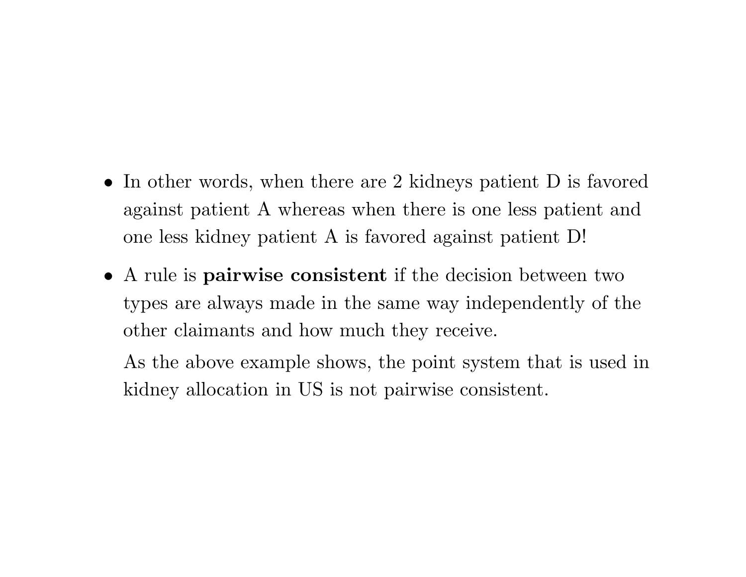- In other words, when there are 2 kidneys patient D is favored against patient A whereas when there is one less patient and one less kidney patient A is favored against patient D!

- A rule is **pairwise consistent** if the decision between two types are always made in the same way independently of the other claimants and how much they receive.

  As the above example shows, the point system that is used in kidney allocation in US is not pairwise consistent.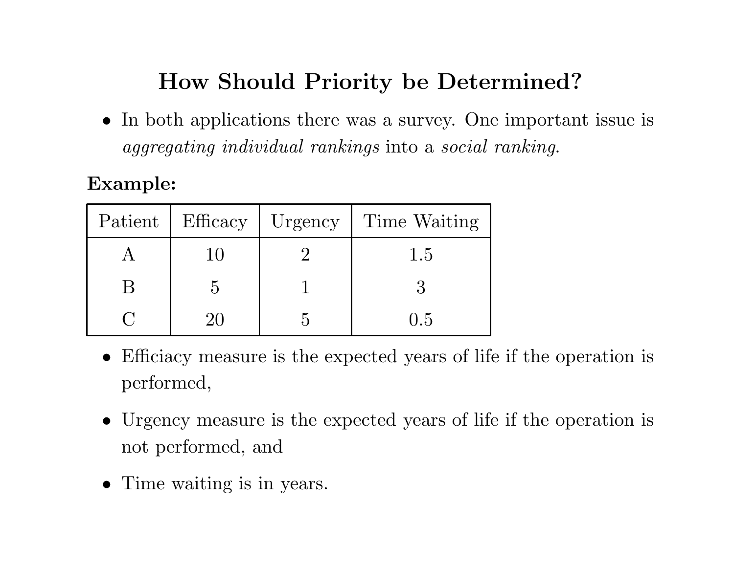# How Should Priority be Determined?

- In both applications there was a survey. One important issue is *aggregating individual rankings* into a *social ranking.*

**Example:**

| Patient | Efficacy | Urgency | Time Waiting |
|---|---|---|---|
| A | 10 | 2 | 1.5 |
| B | 5 | 1 | 3 |
| C | 20 | 5 | 0.5 |

- Efficiacy measure is the expected years of life if the operation is performed,
- Urgency measure is the expected years of life if the operation is not performed, and
- Time waiting is in years.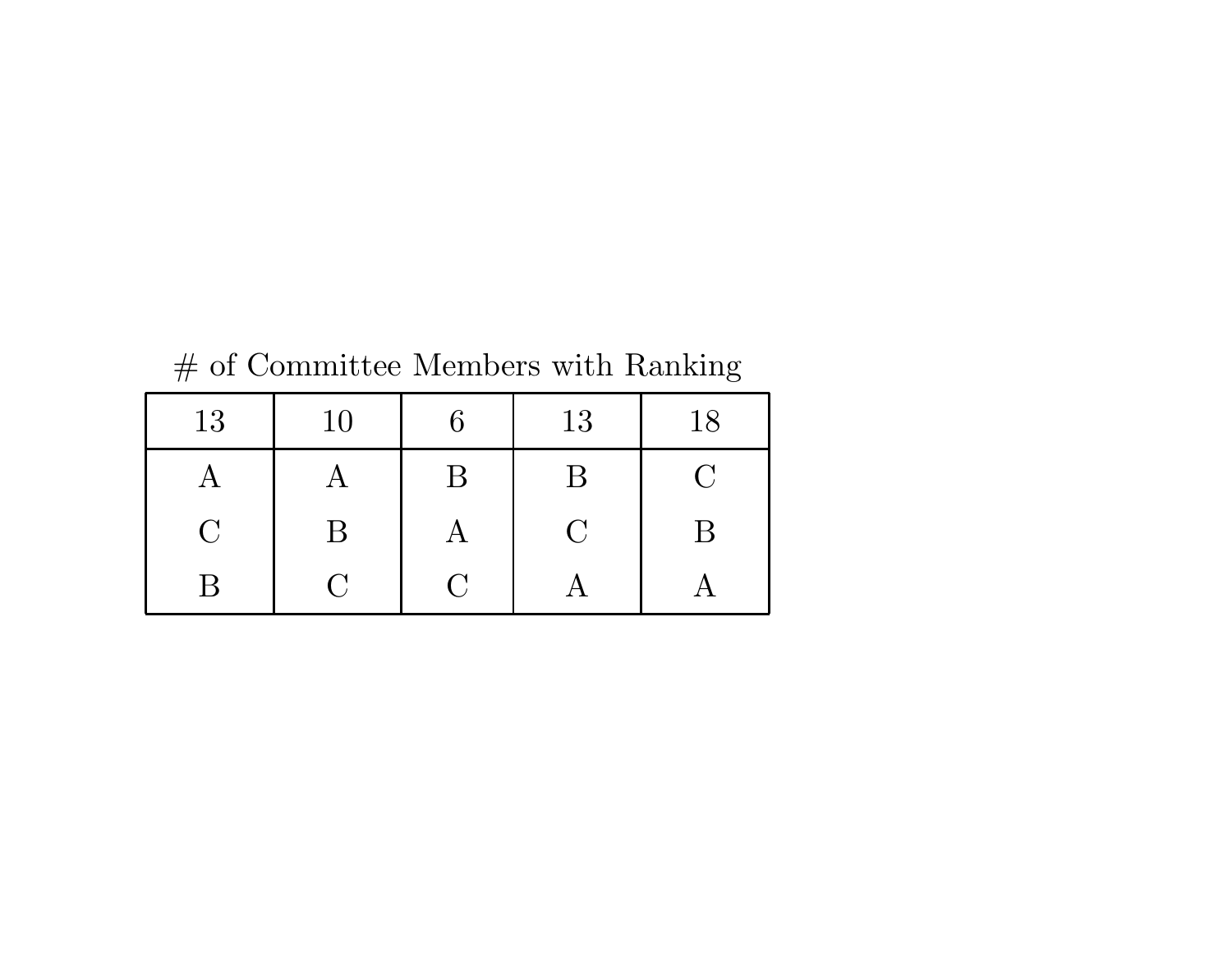# of Committee Members with Ranking

| 13 | 10 | 6 | 13 | 18 |
|---|---|---|---|---|
| A | A | B | B | C |
| C | B | A | C | B |
| B | C | C | A | A |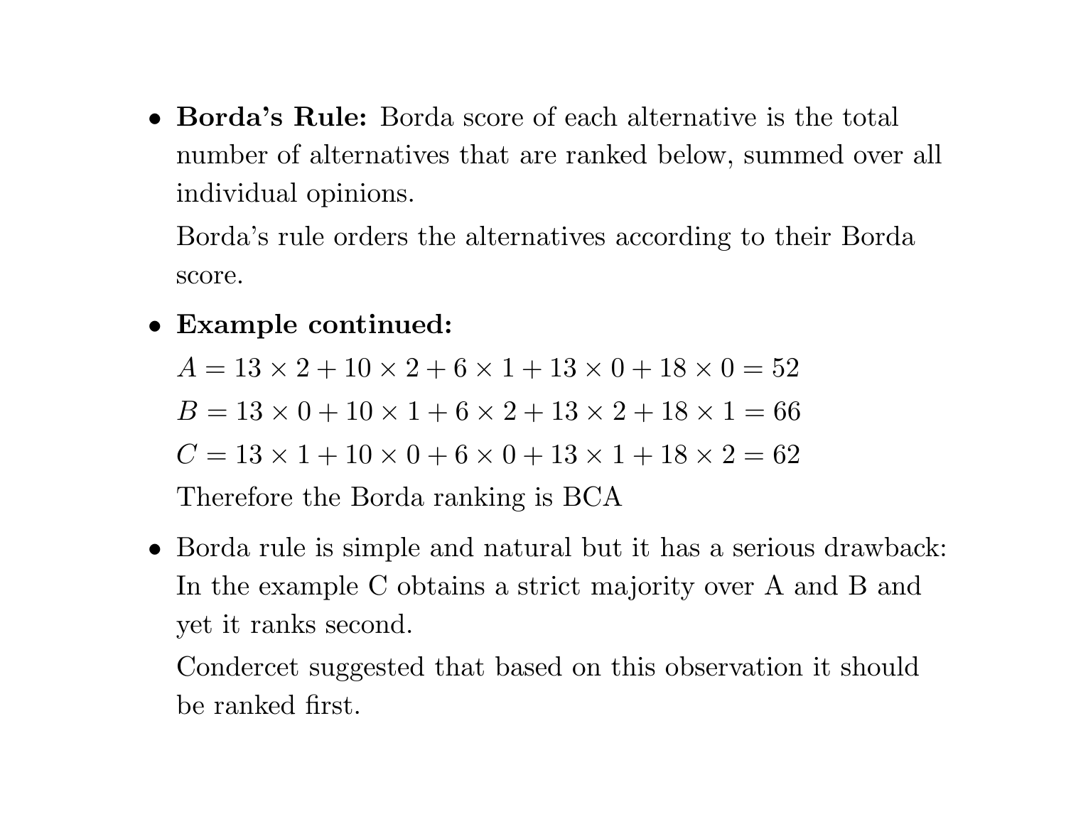- **Borda's Rule:** Borda score of each alternative is the total number of alternatives that are ranked below, summed over all individual opinions.

  Borda's rule orders the alternatives according to their Borda score.

- **Example continued:**

  $A = 13 \times 2 + 10 \times 2 + 6 \times 1 + 13 \times 0 + 18 \times 0 = 52$

  $B = 13 \times 0 + 10 \times 1 + 6 \times 2 + 13 \times 2 + 18 \times 1 = 66$

  $C = 13 \times 1 + 10 \times 0 + 6 \times 0 + 13 \times 1 + 18 \times 2 = 62$

  Therefore the Borda ranking is BCA

- Borda rule is simple and natural but it has a serious drawback: In the example C obtains a strict majority over A and B and yet it ranks second.

  Condercet suggested that based on this observation it should be ranked first.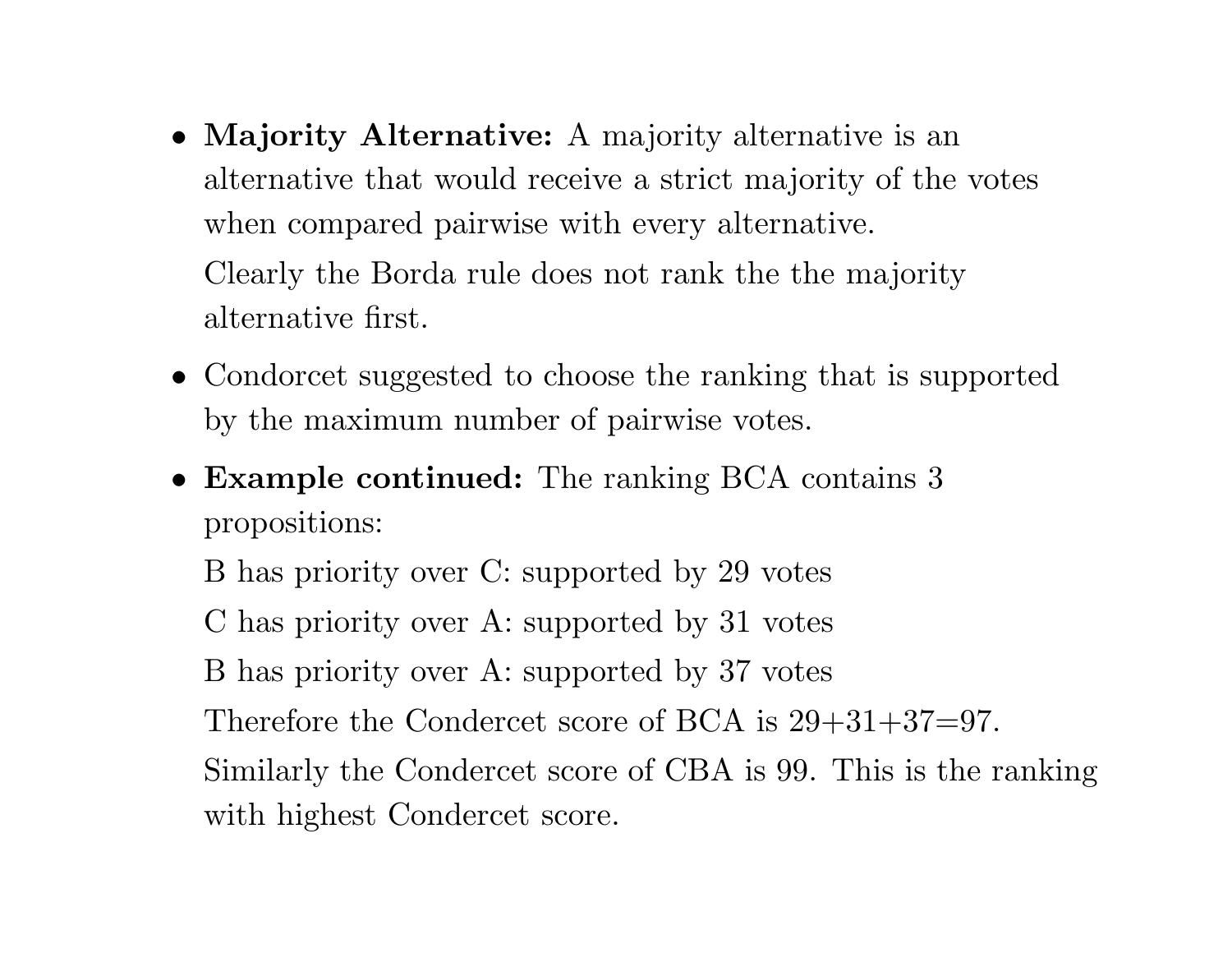- **Majority Alternative:** A majority alternative is an alternative that would receive a strict majority of the votes when compared pairwise with every alternative.

  Clearly the Borda rule does not rank the the majority alternative first.

- Condorcet suggested to choose the ranking that is supported by the maximum number of pairwise votes.

- **Example continued:** The ranking BCA contains 3 propositions:

  B has priority over C: supported by 29 votes

  C has priority over A: supported by 31 votes

  B has priority over A: supported by 37 votes

  Therefore the Condercet score of BCA is 29+31+37=97.

  Similarly the Condercet score of CBA is 99. This is the ranking with highest Condercet score.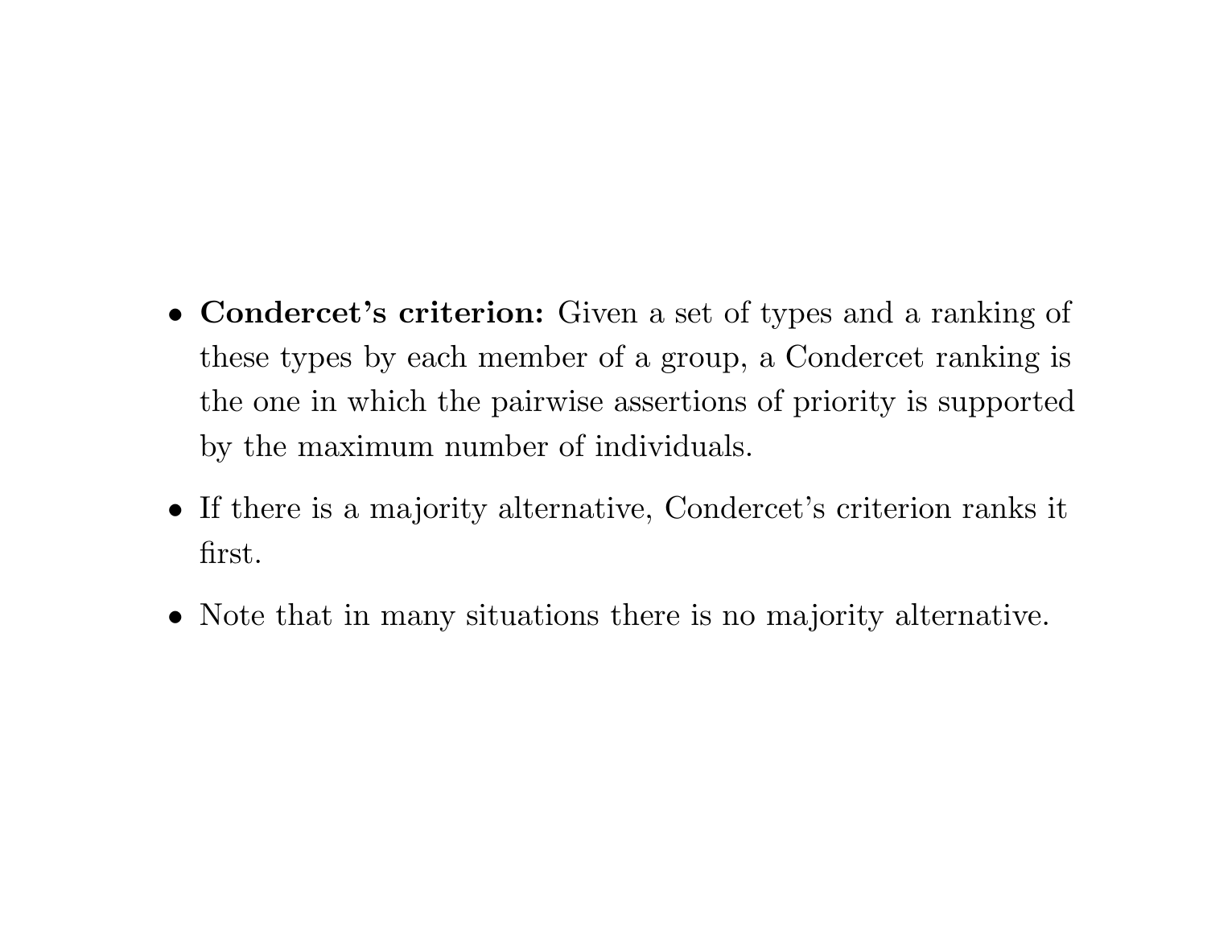- **Condercet's criterion:** Given a set of types and a ranking of these types by each member of a group, a Condercet ranking is the one in which the pairwise assertions of priority is supported by the maximum number of individuals.
- If there is a majority alternative, Condercet's criterion ranks it first.
- Note that in many situations there is no majority alternative.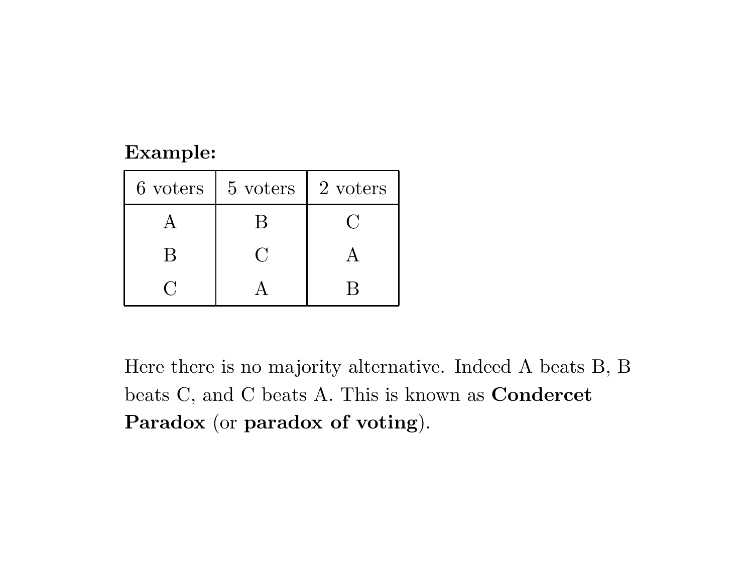**Example:**

| 6 voters | 5 voters | 2 voters |
|---|---|---|
| A | B | C |
| B | C | A |
| C | A | B |

Here there is no majority alternative. Indeed A beats B, B beats C, and C beats A. This is known as **Condercet Paradox** (or **paradox of voting**).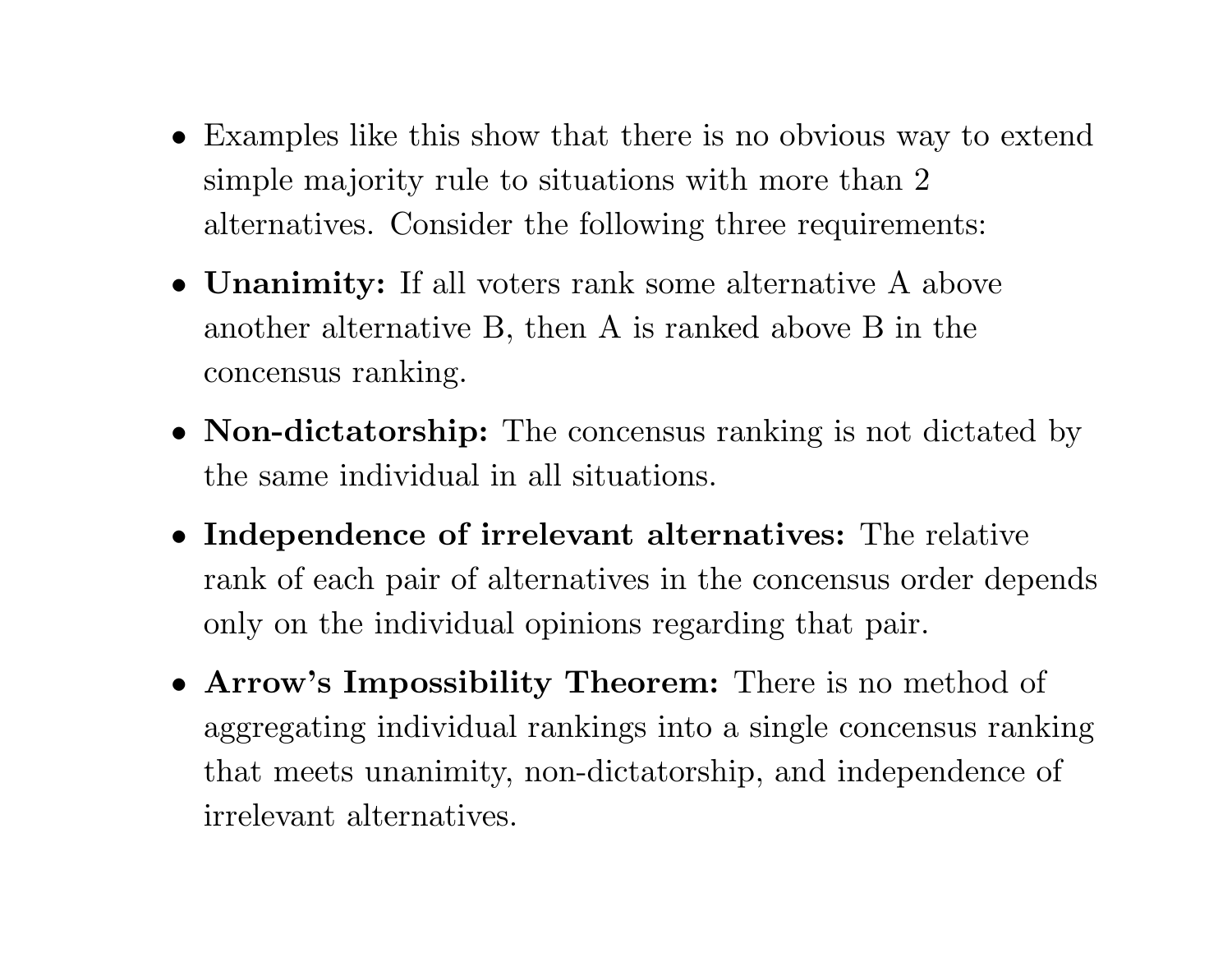- Examples like this show that there is no obvious way to extend simple majority rule to situations with more than 2 alternatives. Consider the following three requirements:
- **Unanimity:** If all voters rank some alternative A above another alternative B, then A is ranked above B in the concensus ranking.
- **Non-dictatorship:** The concensus ranking is not dictated by the same individual in all situations.
- **Independence of irrelevant alternatives:** The relative rank of each pair of alternatives in the concensus order depends only on the individual opinions regarding that pair.
- **Arrow's Impossibility Theorem:** There is no method of aggregating individual rankings into a single concensus ranking that meets unanimity, non-dictatorship, and independence of irrelevant alternatives.